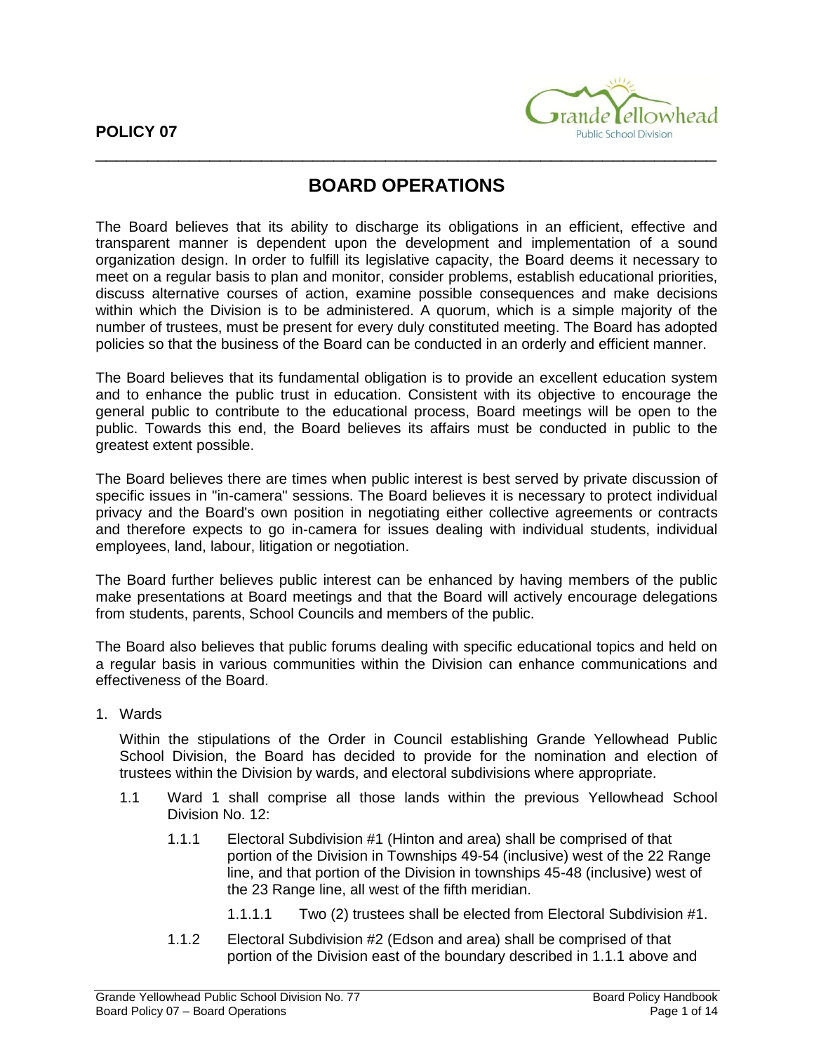**POLICY 07**

# BOARD OPERATIONS

The Board believes that its ability to discharge its obligations in an efficient, effective and transparent manner is dependent upon the development and implementation of a sound organization design. In order to fulfill its legislative capacity, the Board deems it necessary to meet on a regular basis to plan and monitor, consider problems, establish educational priorities, discuss alternative courses of action, examine possible consequences and make decisions within which the Division is to be administered. A quorum, which is a simple majority of the number of trustees, must be present for every duly constituted meeting. The Board has adopted policies so that the business of the Board can be conducted in an orderly and efficient manner.

The Board believes that its fundamental obligation is to provide an excellent education system and to enhance the public trust in education. Consistent with its objective to encourage the general public to contribute to the educational process, Board meetings will be open to the public. Towards this end, the Board believes its affairs must be conducted in public to the greatest extent possible.

The Board believes there are times when public interest is best served by private discussion of specific issues in "in-camera" sessions. The Board believes it is necessary to protect individual privacy and the Board's own position in negotiating either collective agreements or contracts and therefore expects to go in-camera for issues dealing with individual students, individual employees, land, labour, litigation or negotiation.

The Board further believes public interest can be enhanced by having members of the public make presentations at Board meetings and that the Board will actively encourage delegations from students, parents, School Councils and members of the public.

The Board also believes that public forums dealing with specific educational topics and held on a regular basis in various communities within the Division can enhance communications and effectiveness of the Board.

1. Wards

   Within the stipulations of the Order in Council establishing Grande Yellowhead Public School Division, the Board has decided to provide for the nomination and election of trustees within the Division by wards, and electoral subdivisions where appropriate.

   1.1 Ward 1 shall comprise all those lands within the previous Yellowhead School Division No. 12:

      1.1.1 Electoral Subdivision #1 (Hinton and area) shall be comprised of that portion of the Division in Townships 49-54 (inclusive) west of the 22 Range line, and that portion of the Division in townships 45-48 (inclusive) west of the 23 Range line, all west of the fifth meridian.

         1.1.1.1 Two (2) trustees shall be elected from Electoral Subdivision #1.

      1.1.2 Electoral Subdivision #2 (Edson and area) shall be comprised of that portion of the Division east of the boundary described in 1.1.1 above and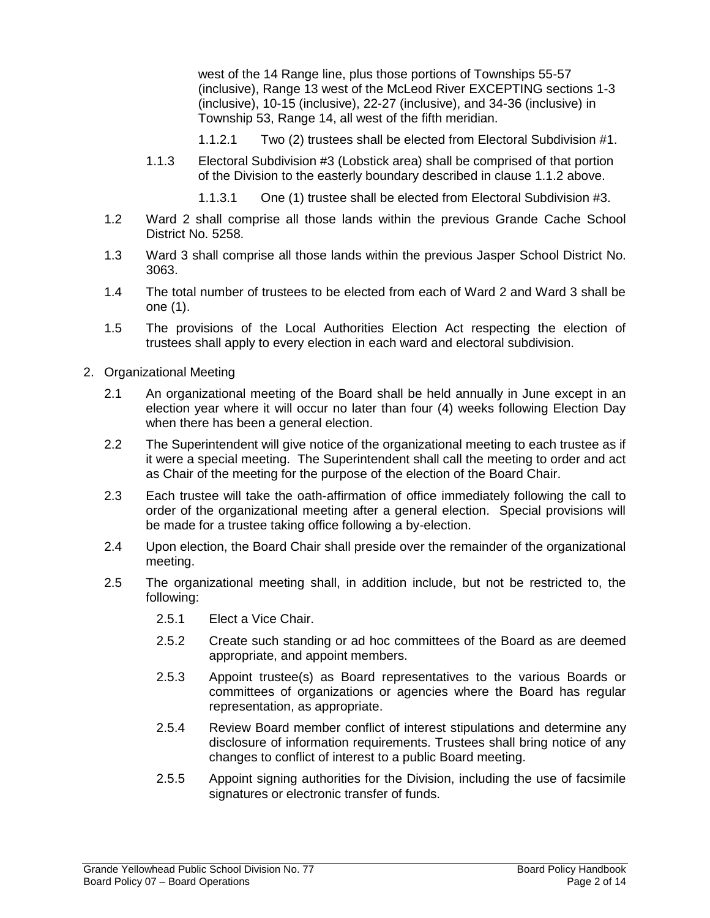west of the 14 Range line, plus those portions of Townships 55-57 (inclusive), Range 13 west of the McLeod River EXCEPTING sections 1-3 (inclusive), 10-15 (inclusive), 22-27 (inclusive), and 34-36 (inclusive) in Township 53, Range 14, all west of the fifth meridian.

1.1.2.1 Two (2) trustees shall be elected from Electoral Subdivision #1.

1.1.3 Electoral Subdivision #3 (Lobstick area) shall be comprised of that portion of the Division to the easterly boundary described in clause 1.1.2 above.

1.1.3.1 One (1) trustee shall be elected from Electoral Subdivision #3.

1.2 Ward 2 shall comprise all those lands within the previous Grande Cache School District No. 5258.

1.3 Ward 3 shall comprise all those lands within the previous Jasper School District No. 3063.

1.4 The total number of trustees to be elected from each of Ward 2 and Ward 3 shall be one (1).

1.5 The provisions of the Local Authorities Election Act respecting the election of trustees shall apply to every election in each ward and electoral subdivision.

2. Organizational Meeting

2.1 An organizational meeting of the Board shall be held annually in June except in an election year where it will occur no later than four (4) weeks following Election Day when there has been a general election.

2.2 The Superintendent will give notice of the organizational meeting to each trustee as if it were a special meeting. The Superintendent shall call the meeting to order and act as Chair of the meeting for the purpose of the election of the Board Chair.

2.3 Each trustee will take the oath-affirmation of office immediately following the call to order of the organizational meeting after a general election. Special provisions will be made for a trustee taking office following a by-election.

2.4 Upon election, the Board Chair shall preside over the remainder of the organizational meeting.

2.5 The organizational meeting shall, in addition include, but not be restricted to, the following:

2.5.1 Elect a Vice Chair.

2.5.2 Create such standing or ad hoc committees of the Board as are deemed appropriate, and appoint members.

2.5.3 Appoint trustee(s) as Board representatives to the various Boards or committees of organizations or agencies where the Board has regular representation, as appropriate.

2.5.4 Review Board member conflict of interest stipulations and determine any disclosure of information requirements. Trustees shall bring notice of any changes to conflict of interest to a public Board meeting.

2.5.5 Appoint signing authorities for the Division, including the use of facsimile signatures or electronic transfer of funds.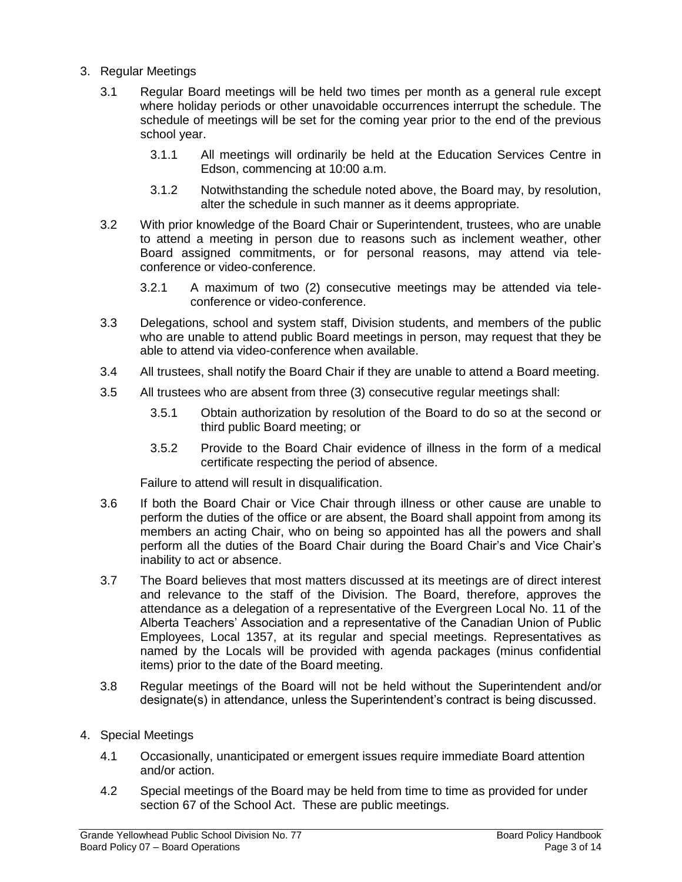3. Regular Meetings

   3.1 Regular Board meetings will be held two times per month as a general rule except where holiday periods or other unavoidable occurrences interrupt the schedule. The schedule of meetings will be set for the coming year prior to the end of the previous school year.

      3.1.1 All meetings will ordinarily be held at the Education Services Centre in Edson, commencing at 10:00 a.m.

      3.1.2 Notwithstanding the schedule noted above, the Board may, by resolution, alter the schedule in such manner as it deems appropriate.

   3.2 With prior knowledge of the Board Chair or Superintendent, trustees, who are unable to attend a meeting in person due to reasons such as inclement weather, other Board assigned commitments, or for personal reasons, may attend via tele-conference or video-conference.

      3.2.1 A maximum of two (2) consecutive meetings may be attended via tele-conference or video-conference.

   3.3 Delegations, school and system staff, Division students, and members of the public who are unable to attend public Board meetings in person, may request that they be able to attend via video-conference when available.

   3.4 All trustees, shall notify the Board Chair if they are unable to attend a Board meeting.

   3.5 All trustees who are absent from three (3) consecutive regular meetings shall:

      3.5.1 Obtain authorization by resolution of the Board to do so at the second or third public Board meeting; or

      3.5.2 Provide to the Board Chair evidence of illness in the form of a medical certificate respecting the period of absence.

   Failure to attend will result in disqualification.

   3.6 If both the Board Chair or Vice Chair through illness or other cause are unable to perform the duties of the office or are absent, the Board shall appoint from among its members an acting Chair, who on being so appointed has all the powers and shall perform all the duties of the Board Chair during the Board Chair's and Vice Chair's inability to act or absence.

   3.7 The Board believes that most matters discussed at its meetings are of direct interest and relevance to the staff of the Division. The Board, therefore, approves the attendance as a delegation of a representative of the Evergreen Local No. 11 of the Alberta Teachers' Association and a representative of the Canadian Union of Public Employees, Local 1357, at its regular and special meetings. Representatives as named by the Locals will be provided with agenda packages (minus confidential items) prior to the date of the Board meeting.

   3.8 Regular meetings of the Board will not be held without the Superintendent and/or designate(s) in attendance, unless the Superintendent's contract is being discussed.

4. Special Meetings

   4.1 Occasionally, unanticipated or emergent issues require immediate Board attention and/or action.

   4.2 Special meetings of the Board may be held from time to time as provided for under section 67 of the School Act. These are public meetings.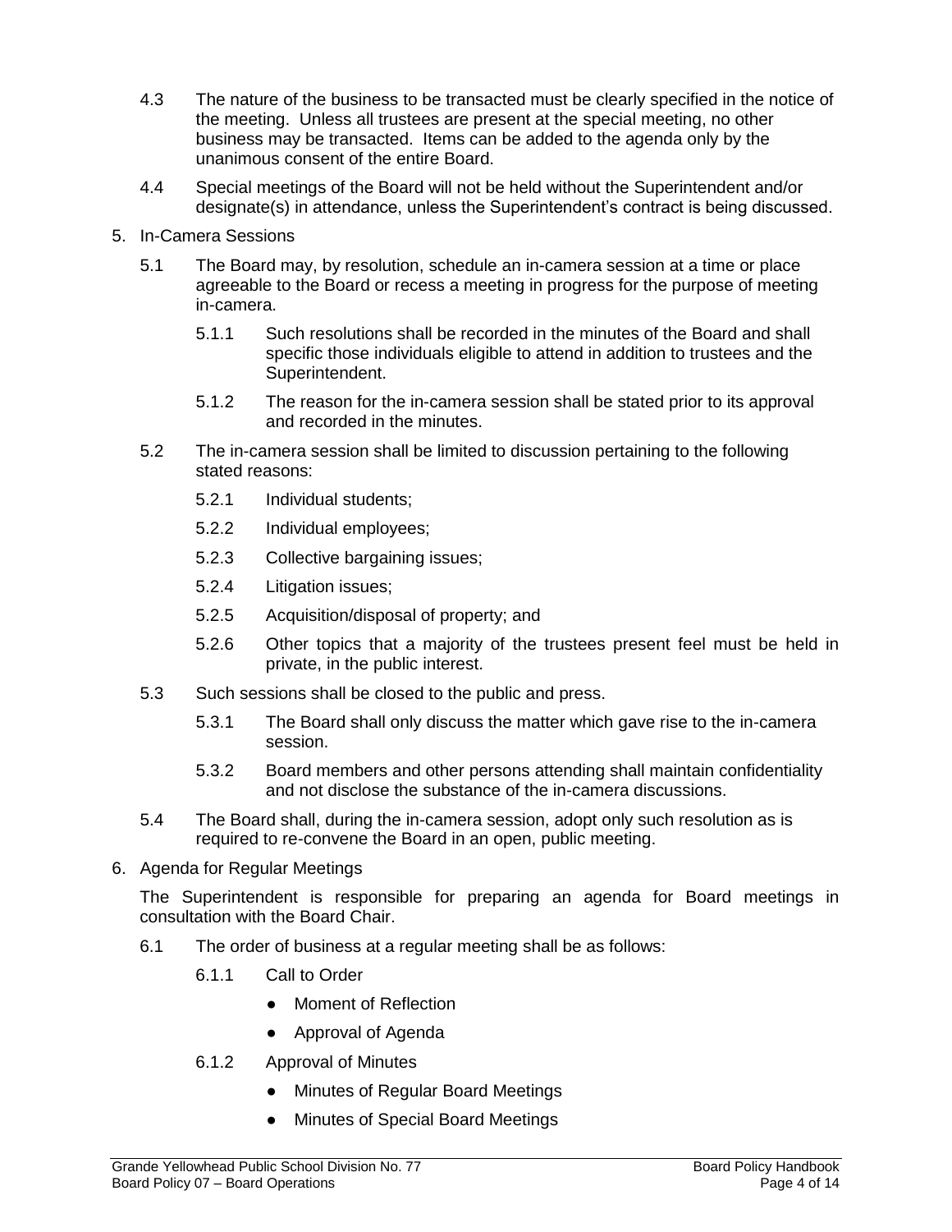4.3 The nature of the business to be transacted must be clearly specified in the notice of the meeting. Unless all trustees are present at the special meeting, no other business may be transacted. Items can be added to the agenda only by the unanimous consent of the entire Board.

4.4 Special meetings of the Board will not be held without the Superintendent and/or designate(s) in attendance, unless the Superintendent's contract is being discussed.

5. In-Camera Sessions

5.1 The Board may, by resolution, schedule an in-camera session at a time or place agreeable to the Board or recess a meeting in progress for the purpose of meeting in-camera.

5.1.1 Such resolutions shall be recorded in the minutes of the Board and shall specific those individuals eligible to attend in addition to trustees and the Superintendent.

5.1.2 The reason for the in-camera session shall be stated prior to its approval and recorded in the minutes.

5.2 The in-camera session shall be limited to discussion pertaining to the following stated reasons:

5.2.1 Individual students;

5.2.2 Individual employees;

5.2.3 Collective bargaining issues;

5.2.4 Litigation issues;

5.2.5 Acquisition/disposal of property; and

5.2.6 Other topics that a majority of the trustees present feel must be held in private, in the public interest.

5.3 Such sessions shall be closed to the public and press.

5.3.1 The Board shall only discuss the matter which gave rise to the in-camera session.

5.3.2 Board members and other persons attending shall maintain confidentiality and not disclose the substance of the in-camera discussions.

5.4 The Board shall, during the in-camera session, adopt only such resolution as is required to re-convene the Board in an open, public meeting.

6. Agenda for Regular Meetings

The Superintendent is responsible for preparing an agenda for Board meetings in consultation with the Board Chair.

6.1 The order of business at a regular meeting shall be as follows:

6.1.1 Call to Order

- Moment of Reflection
- Approval of Agenda

6.1.2 Approval of Minutes

- Minutes of Regular Board Meetings
- Minutes of Special Board Meetings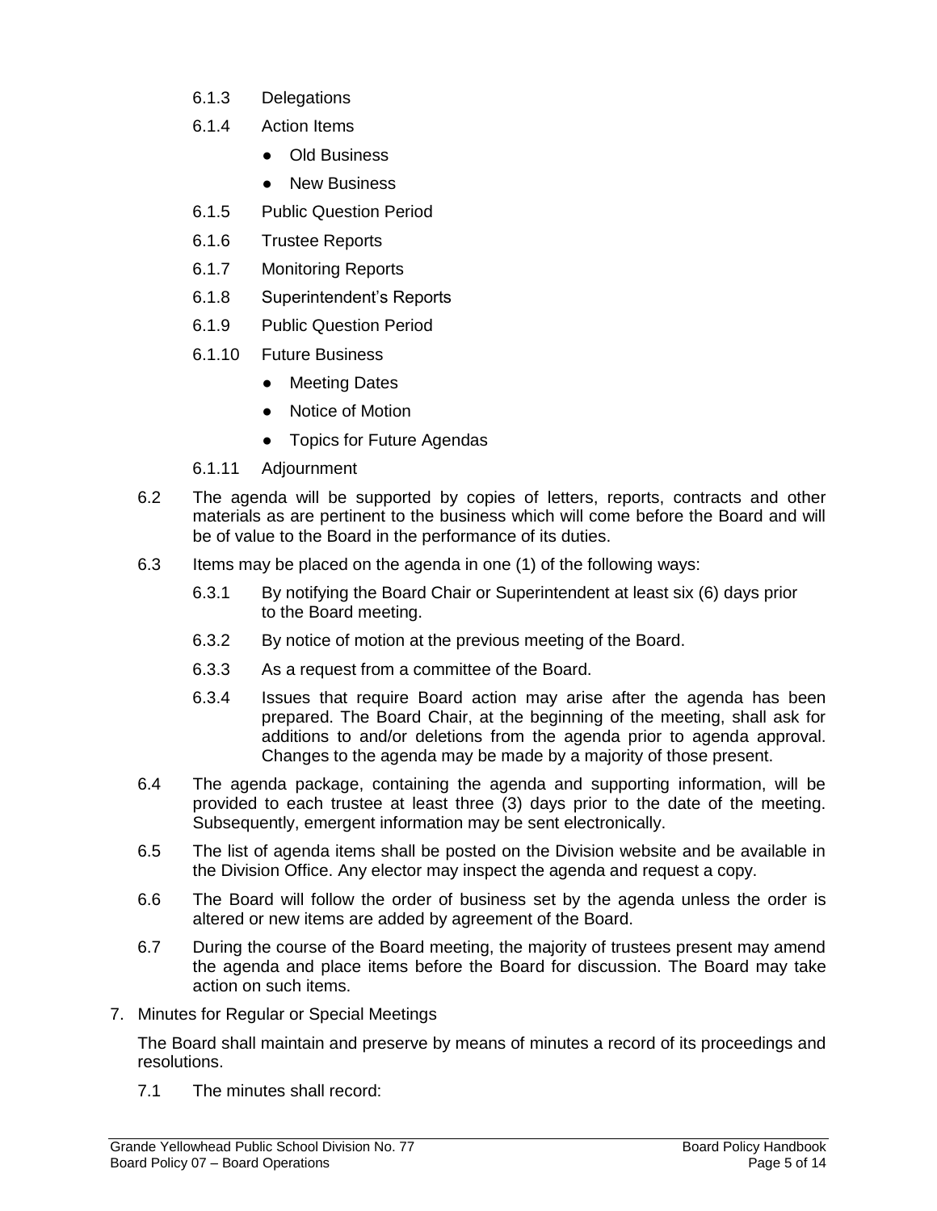6.1.3 Delegations

6.1.4 Action Items

- Old Business
- New Business

6.1.5 Public Question Period

6.1.6 Trustee Reports

6.1.7 Monitoring Reports

6.1.8 Superintendent's Reports

6.1.9 Public Question Period

6.1.10 Future Business

- Meeting Dates
- Notice of Motion
- Topics for Future Agendas

6.1.11 Adjournment

6.2 The agenda will be supported by copies of letters, reports, contracts and other materials as are pertinent to the business which will come before the Board and will be of value to the Board in the performance of its duties.

6.3 Items may be placed on the agenda in one (1) of the following ways:

6.3.1 By notifying the Board Chair or Superintendent at least six (6) days prior to the Board meeting.

6.3.2 By notice of motion at the previous meeting of the Board.

6.3.3 As a request from a committee of the Board.

6.3.4 Issues that require Board action may arise after the agenda has been prepared. The Board Chair, at the beginning of the meeting, shall ask for additions to and/or deletions from the agenda prior to agenda approval. Changes to the agenda may be made by a majority of those present.

6.4 The agenda package, containing the agenda and supporting information, will be provided to each trustee at least three (3) days prior to the date of the meeting. Subsequently, emergent information may be sent electronically.

6.5 The list of agenda items shall be posted on the Division website and be available in the Division Office. Any elector may inspect the agenda and request a copy.

6.6 The Board will follow the order of business set by the agenda unless the order is altered or new items are added by agreement of the Board.

6.7 During the course of the Board meeting, the majority of trustees present may amend the agenda and place items before the Board for discussion. The Board may take action on such items.

7. Minutes for Regular or Special Meetings

The Board shall maintain and preserve by means of minutes a record of its proceedings and resolutions.

7.1 The minutes shall record: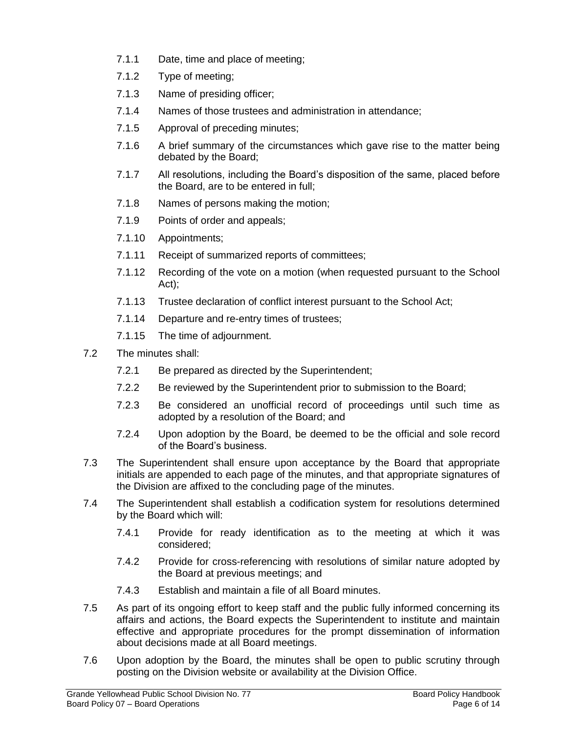- 7.1.1 Date, time and place of meeting;
- 7.1.2 Type of meeting;
- 7.1.3 Name of presiding officer;
- 7.1.4 Names of those trustees and administration in attendance;
- 7.1.5 Approval of preceding minutes;
- 7.1.6 A brief summary of the circumstances which gave rise to the matter being debated by the Board;
- 7.1.7 All resolutions, including the Board's disposition of the same, placed before the Board, are to be entered in full;
- 7.1.8 Names of persons making the motion;
- 7.1.9 Points of order and appeals;
- 7.1.10 Appointments;
- 7.1.11 Receipt of summarized reports of committees;
- 7.1.12 Recording of the vote on a motion (when requested pursuant to the School Act);
- 7.1.13 Trustee declaration of conflict interest pursuant to the School Act;
- 7.1.14 Departure and re-entry times of trustees;
- 7.1.15 The time of adjournment.

7.2 The minutes shall:

- 7.2.1 Be prepared as directed by the Superintendent;
- 7.2.2 Be reviewed by the Superintendent prior to submission to the Board;
- 7.2.3 Be considered an unofficial record of proceedings until such time as adopted by a resolution of the Board; and
- 7.2.4 Upon adoption by the Board, be deemed to be the official and sole record of the Board's business.

7.3 The Superintendent shall ensure upon acceptance by the Board that appropriate initials are appended to each page of the minutes, and that appropriate signatures of the Division are affixed to the concluding page of the minutes.

7.4 The Superintendent shall establish a codification system for resolutions determined by the Board which will:

- 7.4.1 Provide for ready identification as to the meeting at which it was considered;
- 7.4.2 Provide for cross-referencing with resolutions of similar nature adopted by the Board at previous meetings; and
- 7.4.3 Establish and maintain a file of all Board minutes.

7.5 As part of its ongoing effort to keep staff and the public fully informed concerning its affairs and actions, the Board expects the Superintendent to institute and maintain effective and appropriate procedures for the prompt dissemination of information about decisions made at all Board meetings.

7.6 Upon adoption by the Board, the minutes shall be open to public scrutiny through posting on the Division website or availability at the Division Office.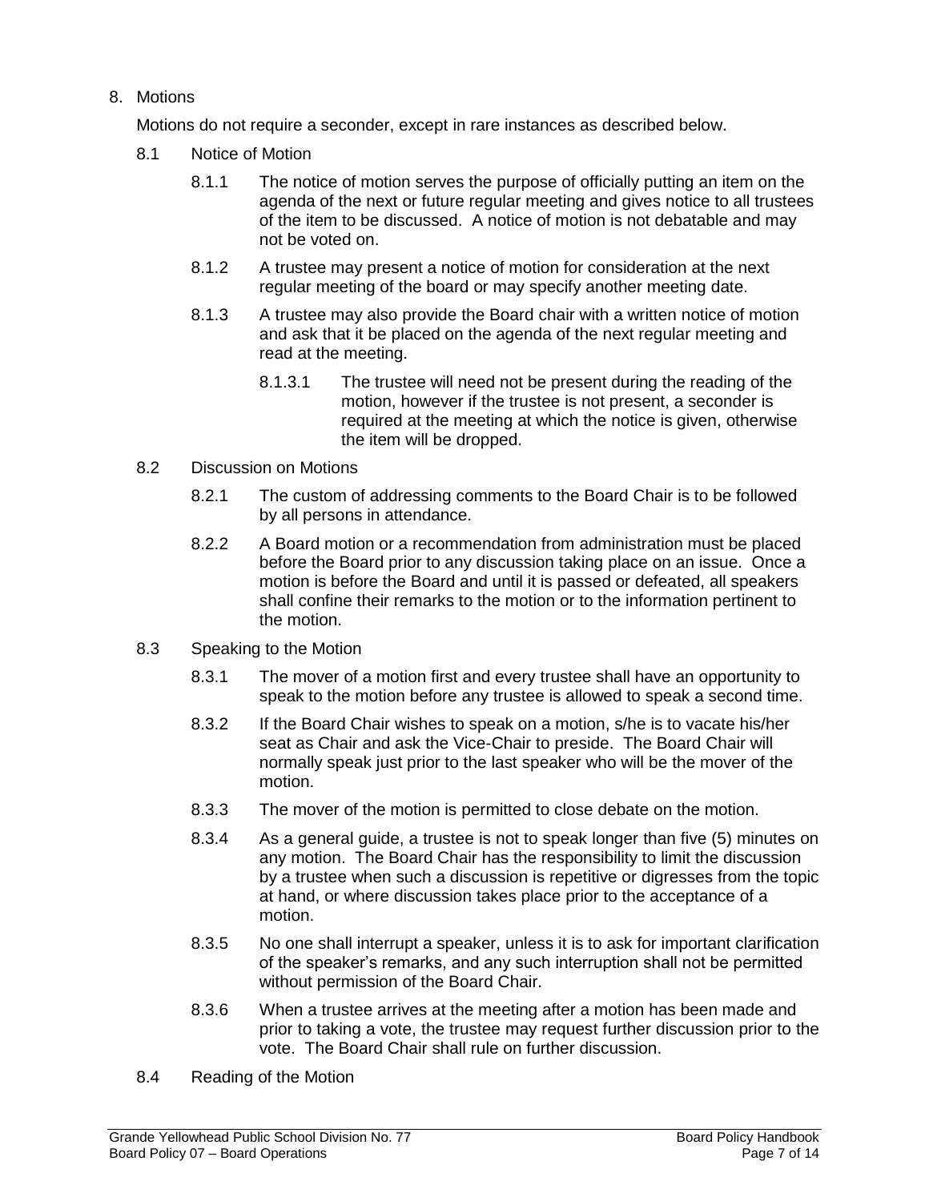## 8. Motions

Motions do not require a seconder, except in rare instances as described below.

### 8.1 Notice of Motion

8.1.1 The notice of motion serves the purpose of officially putting an item on the agenda of the next or future regular meeting and gives notice to all trustees of the item to be discussed. A notice of motion is not debatable and may not be voted on.

8.1.2 A trustee may present a notice of motion for consideration at the next regular meeting of the board or may specify another meeting date.

8.1.3 A trustee may also provide the Board chair with a written notice of motion and ask that it be placed on the agenda of the next regular meeting and read at the meeting.

8.1.3.1 The trustee will need not be present during the reading of the motion, however if the trustee is not present, a seconder is required at the meeting at which the notice is given, otherwise the item will be dropped.

### 8.2 Discussion on Motions

8.2.1 The custom of addressing comments to the Board Chair is to be followed by all persons in attendance.

8.2.2 A Board motion or a recommendation from administration must be placed before the Board prior to any discussion taking place on an issue. Once a motion is before the Board and until it is passed or defeated, all speakers shall confine their remarks to the motion or to the information pertinent to the motion.

### 8.3 Speaking to the Motion

8.3.1 The mover of a motion first and every trustee shall have an opportunity to speak to the motion before any trustee is allowed to speak a second time.

8.3.2 If the Board Chair wishes to speak on a motion, s/he is to vacate his/her seat as Chair and ask the Vice-Chair to preside. The Board Chair will normally speak just prior to the last speaker who will be the mover of the motion.

8.3.3 The mover of the motion is permitted to close debate on the motion.

8.3.4 As a general guide, a trustee is not to speak longer than five (5) minutes on any motion. The Board Chair has the responsibility to limit the discussion by a trustee when such a discussion is repetitive or digresses from the topic at hand, or where discussion takes place prior to the acceptance of a motion.

8.3.5 No one shall interrupt a speaker, unless it is to ask for important clarification of the speaker's remarks, and any such interruption shall not be permitted without permission of the Board Chair.

8.3.6 When a trustee arrives at the meeting after a motion has been made and prior to taking a vote, the trustee may request further discussion prior to the vote. The Board Chair shall rule on further discussion.

### 8.4 Reading of the Motion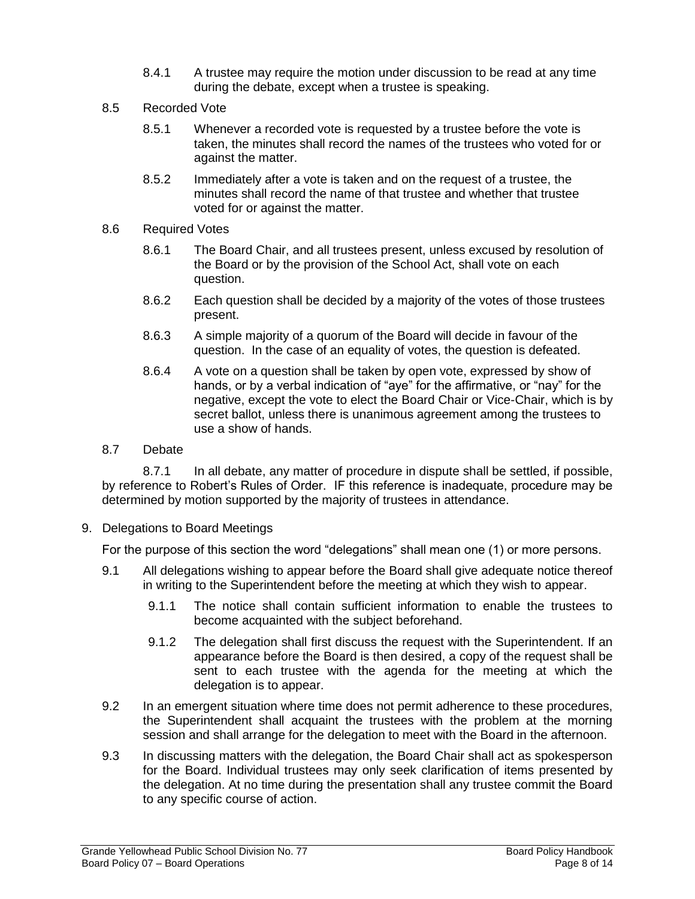8.4.1 A trustee may require the motion under discussion to be read at any time during the debate, except when a trustee is speaking.

8.5 Recorded Vote

8.5.1 Whenever a recorded vote is requested by a trustee before the vote is taken, the minutes shall record the names of the trustees who voted for or against the matter.

8.5.2 Immediately after a vote is taken and on the request of a trustee, the minutes shall record the name of that trustee and whether that trustee voted for or against the matter.

8.6 Required Votes

8.6.1 The Board Chair, and all trustees present, unless excused by resolution of the Board or by the provision of the School Act, shall vote on each question.

8.6.2 Each question shall be decided by a majority of the votes of those trustees present.

8.6.3 A simple majority of a quorum of the Board will decide in favour of the question. In the case of an equality of votes, the question is defeated.

8.6.4 A vote on a question shall be taken by open vote, expressed by show of hands, or by a verbal indication of "aye" for the affirmative, or "nay" for the negative, except the vote to elect the Board Chair or Vice-Chair, which is by secret ballot, unless there is unanimous agreement among the trustees to use a show of hands.

8.7 Debate

8.7.1 In all debate, any matter of procedure in dispute shall be settled, if possible, by reference to Robert's Rules of Order. IF this reference is inadequate, procedure may be determined by motion supported by the majority of trustees in attendance.

9. Delegations to Board Meetings

For the purpose of this section the word "delegations" shall mean one (1) or more persons.

9.1 All delegations wishing to appear before the Board shall give adequate notice thereof in writing to the Superintendent before the meeting at which they wish to appear.

9.1.1 The notice shall contain sufficient information to enable the trustees to become acquainted with the subject beforehand.

9.1.2 The delegation shall first discuss the request with the Superintendent. If an appearance before the Board is then desired, a copy of the request shall be sent to each trustee with the agenda for the meeting at which the delegation is to appear.

9.2 In an emergent situation where time does not permit adherence to these procedures, the Superintendent shall acquaint the trustees with the problem at the morning session and shall arrange for the delegation to meet with the Board in the afternoon.

9.3 In discussing matters with the delegation, the Board Chair shall act as spokesperson for the Board. Individual trustees may only seek clarification of items presented by the delegation. At no time during the presentation shall any trustee commit the Board to any specific course of action.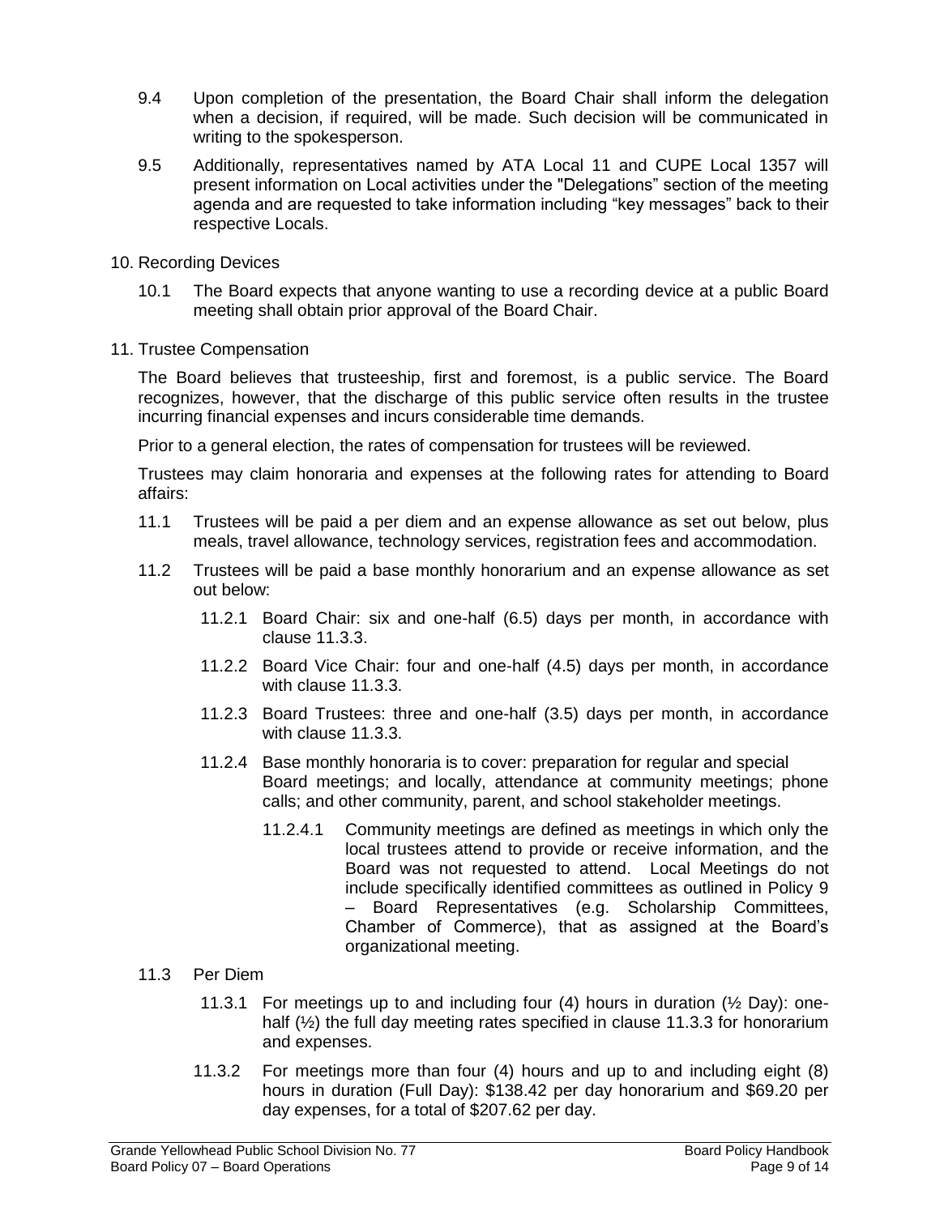9.4 Upon completion of the presentation, the Board Chair shall inform the delegation when a decision, if required, will be made. Such decision will be communicated in writing to the spokesperson.

9.5 Additionally, representatives named by ATA Local 11 and CUPE Local 1357 will present information on Local activities under the "Delegations" section of the meeting agenda and are requested to take information including "key messages" back to their respective Locals.

10. Recording Devices

10.1 The Board expects that anyone wanting to use a recording device at a public Board meeting shall obtain prior approval of the Board Chair.

11. Trustee Compensation

The Board believes that trusteeship, first and foremost, is a public service. The Board recognizes, however, that the discharge of this public service often results in the trustee incurring financial expenses and incurs considerable time demands.

Prior to a general election, the rates of compensation for trustees will be reviewed.

Trustees may claim honoraria and expenses at the following rates for attending to Board affairs:

11.1 Trustees will be paid a per diem and an expense allowance as set out below, plus meals, travel allowance, technology services, registration fees and accommodation.

11.2 Trustees will be paid a base monthly honorarium and an expense allowance as set out below:

11.2.1 Board Chair: six and one-half (6.5) days per month, in accordance with clause 11.3.3.

11.2.2 Board Vice Chair: four and one-half (4.5) days per month, in accordance with clause 11.3.3.

11.2.3 Board Trustees: three and one-half (3.5) days per month, in accordance with clause 11.3.3.

11.2.4 Base monthly honoraria is to cover: preparation for regular and special Board meetings; and locally, attendance at community meetings; phone calls; and other community, parent, and school stakeholder meetings.

11.2.4.1 Community meetings are defined as meetings in which only the local trustees attend to provide or receive information, and the Board was not requested to attend. Local Meetings do not include specifically identified committees as outlined in Policy 9 – Board Representatives (e.g. Scholarship Committees, Chamber of Commerce), that as assigned at the Board's organizational meeting.

11.3 Per Diem

11.3.1 For meetings up to and including four (4) hours in duration (½ Day): one-half (½) the full day meeting rates specified in clause 11.3.3 for honorarium and expenses.

11.3.2 For meetings more than four (4) hours and up to and including eight (8) hours in duration (Full Day): $138.42 per day honorarium and $69.20 per day expenses, for a total of $207.62 per day.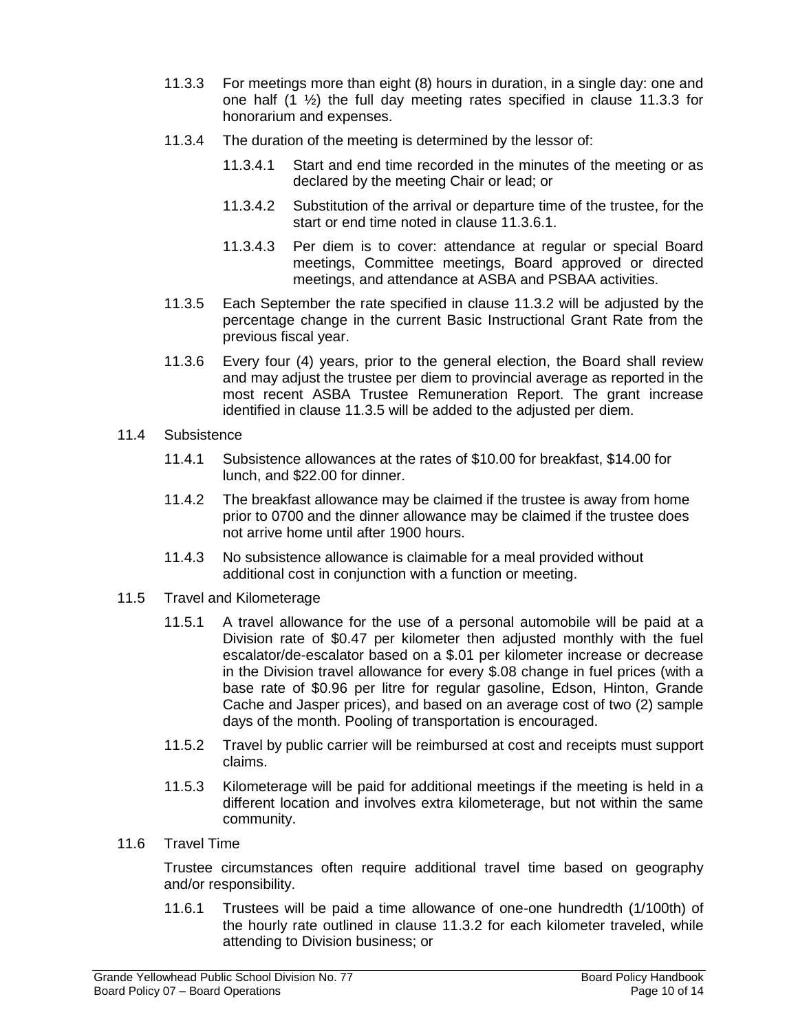11.3.3 For meetings more than eight (8) hours in duration, in a single day: one and one half (1 ½) the full day meeting rates specified in clause 11.3.3 for honorarium and expenses.

11.3.4 The duration of the meeting is determined by the lessor of:

11.3.4.1 Start and end time recorded in the minutes of the meeting or as declared by the meeting Chair or lead; or

11.3.4.2 Substitution of the arrival or departure time of the trustee, for the start or end time noted in clause 11.3.6.1.

11.3.4.3 Per diem is to cover: attendance at regular or special Board meetings, Committee meetings, Board approved or directed meetings, and attendance at ASBA and PSBAA activities.

11.3.5 Each September the rate specified in clause 11.3.2 will be adjusted by the percentage change in the current Basic Instructional Grant Rate from the previous fiscal year.

11.3.6 Every four (4) years, prior to the general election, the Board shall review and may adjust the trustee per diem to provincial average as reported in the most recent ASBA Trustee Remuneration Report. The grant increase identified in clause 11.3.5 will be added to the adjusted per diem.

11.4 Subsistence

11.4.1 Subsistence allowances at the rates of $10.00 for breakfast, $14.00 for lunch, and $22.00 for dinner.

11.4.2 The breakfast allowance may be claimed if the trustee is away from home prior to 0700 and the dinner allowance may be claimed if the trustee does not arrive home until after 1900 hours.

11.4.3 No subsistence allowance is claimable for a meal provided without additional cost in conjunction with a function or meeting.

11.5 Travel and Kilometerage

11.5.1 A travel allowance for the use of a personal automobile will be paid at a Division rate of $0.47 per kilometer then adjusted monthly with the fuel escalator/de-escalator based on a $.01 per kilometer increase or decrease in the Division travel allowance for every $.08 change in fuel prices (with a base rate of $0.96 per litre for regular gasoline, Edson, Hinton, Grande Cache and Jasper prices), and based on an average cost of two (2) sample days of the month. Pooling of transportation is encouraged.

11.5.2 Travel by public carrier will be reimbursed at cost and receipts must support claims.

11.5.3 Kilometerage will be paid for additional meetings if the meeting is held in a different location and involves extra kilometerage, but not within the same community.

11.6 Travel Time

Trustee circumstances often require additional travel time based on geography and/or responsibility.

11.6.1 Trustees will be paid a time allowance of one-one hundredth (1/100th) of the hourly rate outlined in clause 11.3.2 for each kilometer traveled, while attending to Division business; or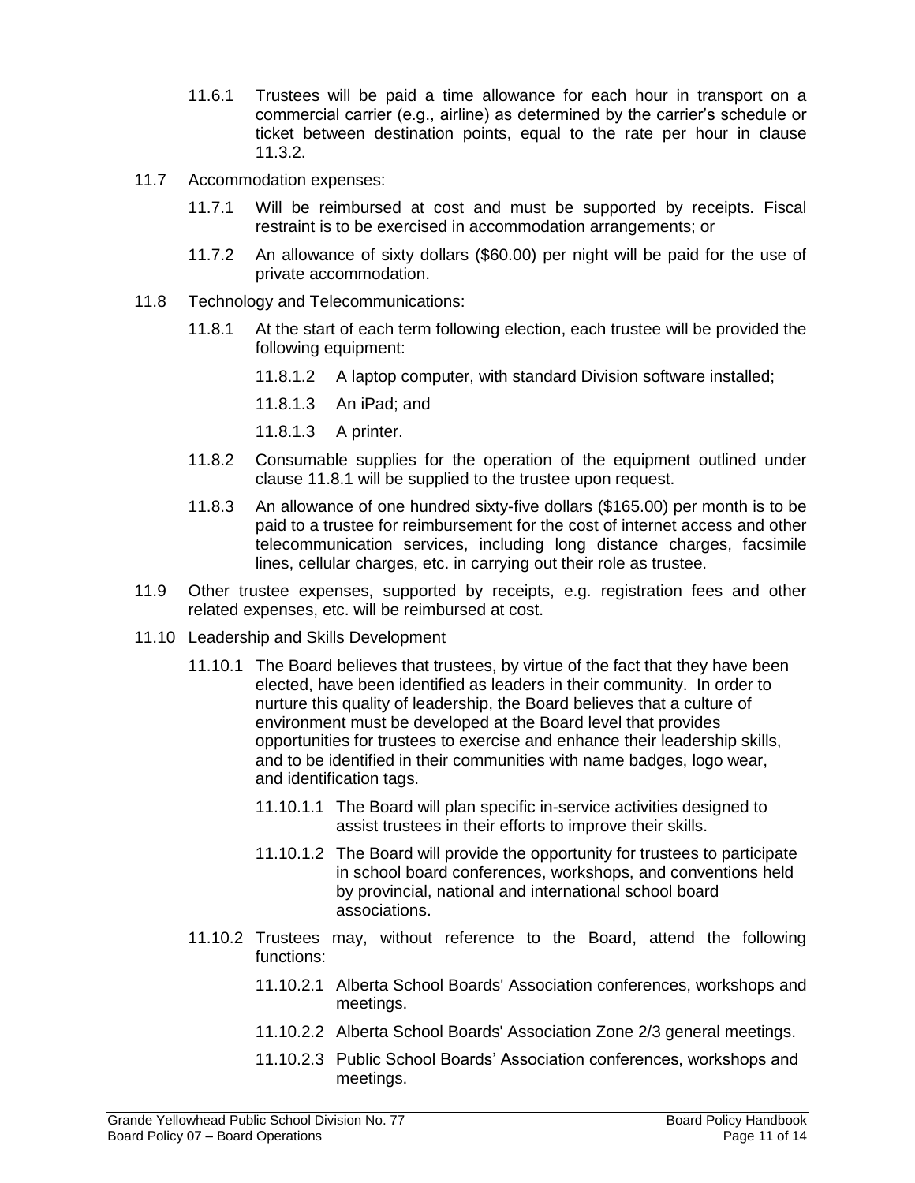11.6.1 Trustees will be paid a time allowance for each hour in transport on a commercial carrier (e.g., airline) as determined by the carrier's schedule or ticket between destination points, equal to the rate per hour in clause 11.3.2.

11.7 Accommodation expenses:

11.7.1 Will be reimbursed at cost and must be supported by receipts. Fiscal restraint is to be exercised in accommodation arrangements; or

11.7.2 An allowance of sixty dollars ($60.00) per night will be paid for the use of private accommodation.

11.8 Technology and Telecommunications:

11.8.1 At the start of each term following election, each trustee will be provided the following equipment:

11.8.1.2 A laptop computer, with standard Division software installed;

11.8.1.3 An iPad; and

11.8.1.3 A printer.

11.8.2 Consumable supplies for the operation of the equipment outlined under clause 11.8.1 will be supplied to the trustee upon request.

11.8.3 An allowance of one hundred sixty-five dollars ($165.00) per month is to be paid to a trustee for reimbursement for the cost of internet access and other telecommunication services, including long distance charges, facsimile lines, cellular charges, etc. in carrying out their role as trustee.

11.9 Other trustee expenses, supported by receipts, e.g. registration fees and other related expenses, etc. will be reimbursed at cost.

11.10 Leadership and Skills Development

11.10.1 The Board believes that trustees, by virtue of the fact that they have been elected, have been identified as leaders in their community. In order to nurture this quality of leadership, the Board believes that a culture of environment must be developed at the Board level that provides opportunities for trustees to exercise and enhance their leadership skills, and to be identified in their communities with name badges, logo wear, and identification tags.

11.10.1.1 The Board will plan specific in-service activities designed to assist trustees in their efforts to improve their skills.

11.10.1.2 The Board will provide the opportunity for trustees to participate in school board conferences, workshops, and conventions held by provincial, national and international school board associations.

11.10.2 Trustees may, without reference to the Board, attend the following functions:

11.10.2.1 Alberta School Boards' Association conferences, workshops and meetings.

11.10.2.2 Alberta School Boards' Association Zone 2/3 general meetings.

11.10.2.3 Public School Boards' Association conferences, workshops and meetings.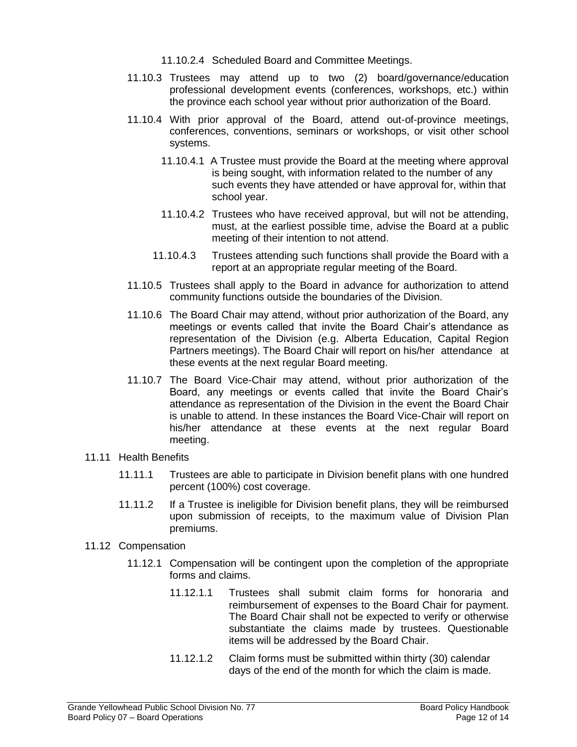11.10.2.4 Scheduled Board and Committee Meetings.

11.10.3 Trustees may attend up to two (2) board/governance/education professional development events (conferences, workshops, etc.) within the province each school year without prior authorization of the Board.

11.10.4 With prior approval of the Board, attend out-of-province meetings, conferences, conventions, seminars or workshops, or visit other school systems.

11.10.4.1 A Trustee must provide the Board at the meeting where approval is being sought, with information related to the number of any such events they have attended or have approval for, within that school year.

11.10.4.2 Trustees who have received approval, but will not be attending, must, at the earliest possible time, advise the Board at a public meeting of their intention to not attend.

11.10.4.3 Trustees attending such functions shall provide the Board with a report at an appropriate regular meeting of the Board.

11.10.5 Trustees shall apply to the Board in advance for authorization to attend community functions outside the boundaries of the Division.

11.10.6 The Board Chair may attend, without prior authorization of the Board, any meetings or events called that invite the Board Chair's attendance as representation of the Division (e.g. Alberta Education, Capital Region Partners meetings). The Board Chair will report on his/her attendance at these events at the next regular Board meeting.

11.10.7 The Board Vice-Chair may attend, without prior authorization of the Board, any meetings or events called that invite the Board Chair's attendance as representation of the Division in the event the Board Chair is unable to attend. In these instances the Board Vice-Chair will report on his/her attendance at these events at the next regular Board meeting.

11.11 Health Benefits

11.11.1 Trustees are able to participate in Division benefit plans with one hundred percent (100%) cost coverage.

11.11.2 If a Trustee is ineligible for Division benefit plans, they will be reimbursed upon submission of receipts, to the maximum value of Division Plan premiums.

11.12 Compensation

11.12.1 Compensation will be contingent upon the completion of the appropriate forms and claims.

11.12.1.1 Trustees shall submit claim forms for honoraria and reimbursement of expenses to the Board Chair for payment. The Board Chair shall not be expected to verify or otherwise substantiate the claims made by trustees. Questionable items will be addressed by the Board Chair.

11.12.1.2 Claim forms must be submitted within thirty (30) calendar days of the end of the month for which the claim is made.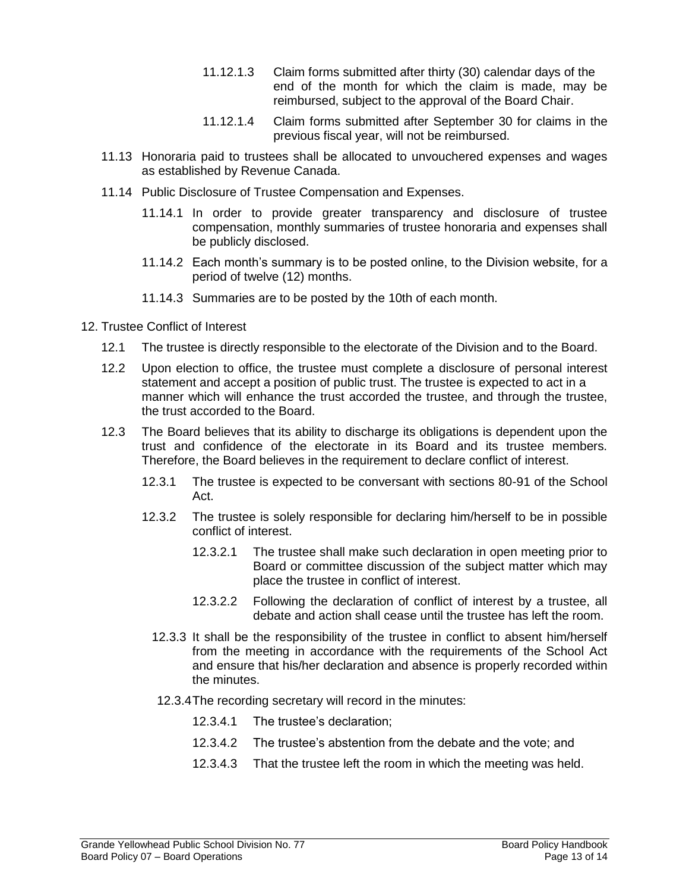11.12.1.3 Claim forms submitted after thirty (30) calendar days of the end of the month for which the claim is made, may be reimbursed, subject to the approval of the Board Chair.

11.12.1.4 Claim forms submitted after September 30 for claims in the previous fiscal year, will not be reimbursed.

11.13 Honoraria paid to trustees shall be allocated to unvouchered expenses and wages as established by Revenue Canada.

11.14 Public Disclosure of Trustee Compensation and Expenses.

11.14.1 In order to provide greater transparency and disclosure of trustee compensation, monthly summaries of trustee honoraria and expenses shall be publicly disclosed.

11.14.2 Each month's summary is to be posted online, to the Division website, for a period of twelve (12) months.

11.14.3 Summaries are to be posted by the 10th of each month.

12. Trustee Conflict of Interest

12.1 The trustee is directly responsible to the electorate of the Division and to the Board.

12.2 Upon election to office, the trustee must complete a disclosure of personal interest statement and accept a position of public trust. The trustee is expected to act in a manner which will enhance the trust accorded the trustee, and through the trustee, the trust accorded to the Board.

12.3 The Board believes that its ability to discharge its obligations is dependent upon the trust and confidence of the electorate in its Board and its trustee members. Therefore, the Board believes in the requirement to declare conflict of interest.

12.3.1 The trustee is expected to be conversant with sections 80-91 of the School Act.

12.3.2 The trustee is solely responsible for declaring him/herself to be in possible conflict of interest.

12.3.2.1 The trustee shall make such declaration in open meeting prior to Board or committee discussion of the subject matter which may place the trustee in conflict of interest.

12.3.2.2 Following the declaration of conflict of interest by a trustee, all debate and action shall cease until the trustee has left the room.

12.3.3 It shall be the responsibility of the trustee in conflict to absent him/herself from the meeting in accordance with the requirements of the School Act and ensure that his/her declaration and absence is properly recorded within the minutes.

12.3.4 The recording secretary will record in the minutes:

12.3.4.1 The trustee's declaration;

12.3.4.2 The trustee's abstention from the debate and the vote; and

12.3.4.3 That the trustee left the room in which the meeting was held.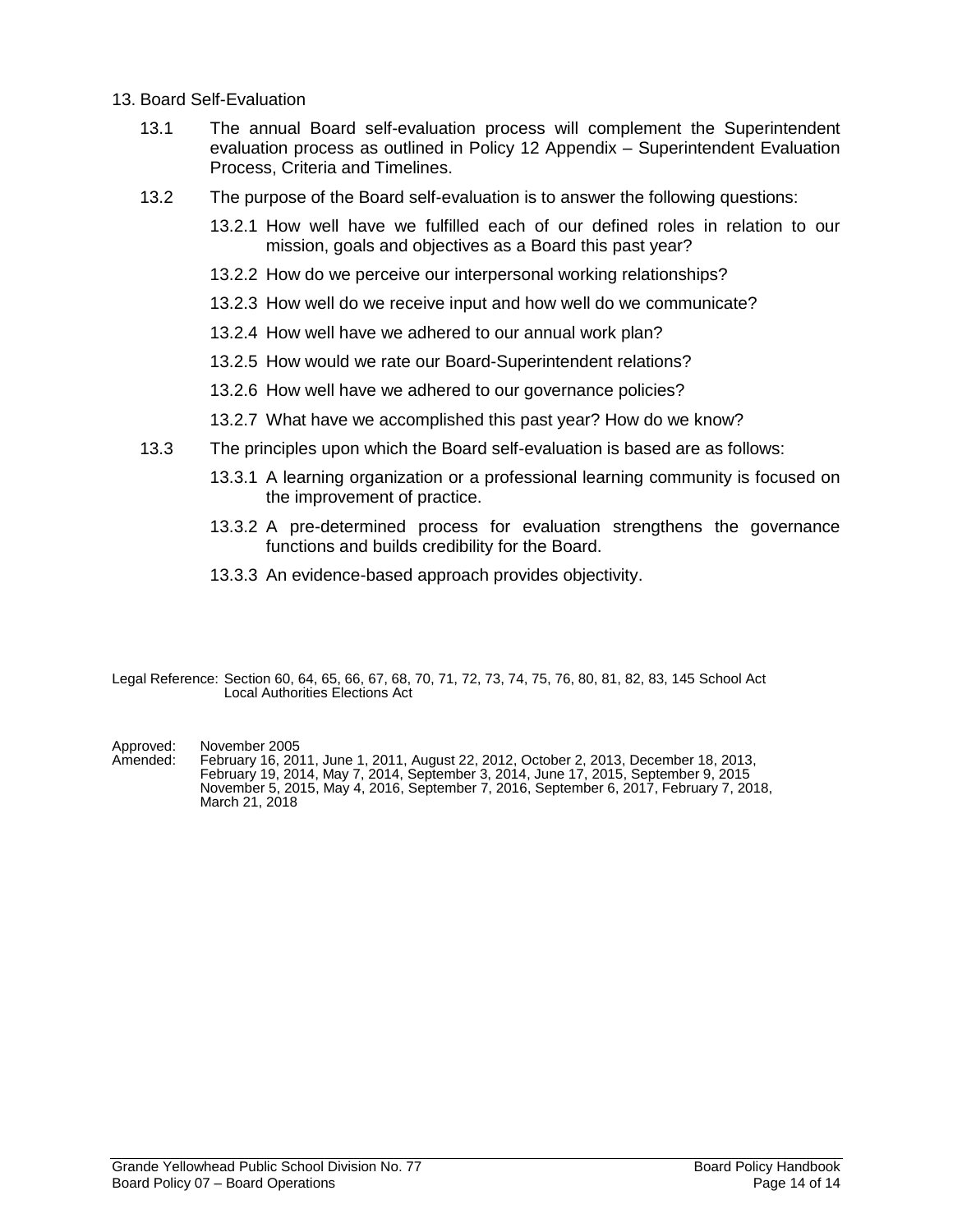13. Board Self-Evaluation

13.1 The annual Board self-evaluation process will complement the Superintendent evaluation process as outlined in Policy 12 Appendix – Superintendent Evaluation Process, Criteria and Timelines.

13.2 The purpose of the Board self-evaluation is to answer the following questions:

13.2.1 How well have we fulfilled each of our defined roles in relation to our mission, goals and objectives as a Board this past year?

13.2.2 How do we perceive our interpersonal working relationships?

13.2.3 How well do we receive input and how well do we communicate?

13.2.4 How well have we adhered to our annual work plan?

13.2.5 How would we rate our Board-Superintendent relations?

13.2.6 How well have we adhered to our governance policies?

13.2.7 What have we accomplished this past year? How do we know?

13.3 The principles upon which the Board self-evaluation is based are as follows:

13.3.1 A learning organization or a professional learning community is focused on the improvement of practice.

13.3.2 A pre-determined process for evaluation strengthens the governance functions and builds credibility for the Board.

13.3.3 An evidence-based approach provides objectivity.

Legal Reference: Section 60, 64, 65, 66, 67, 68, 70, 71, 72, 73, 74, 75, 76, 80, 81, 82, 83, 145 School Act
Local Authorities Elections Act

Approved: November 2005
Amended: February 16, 2011, June 1, 2011, August 22, 2012, October 2, 2013, December 18, 2013, February 19, 2014, May 7, 2014, September 3, 2014, June 17, 2015, September 9, 2015 November 5, 2015, May 4, 2016, September 7, 2016, September 6, 2017, February 7, 2018, March 21, 2018